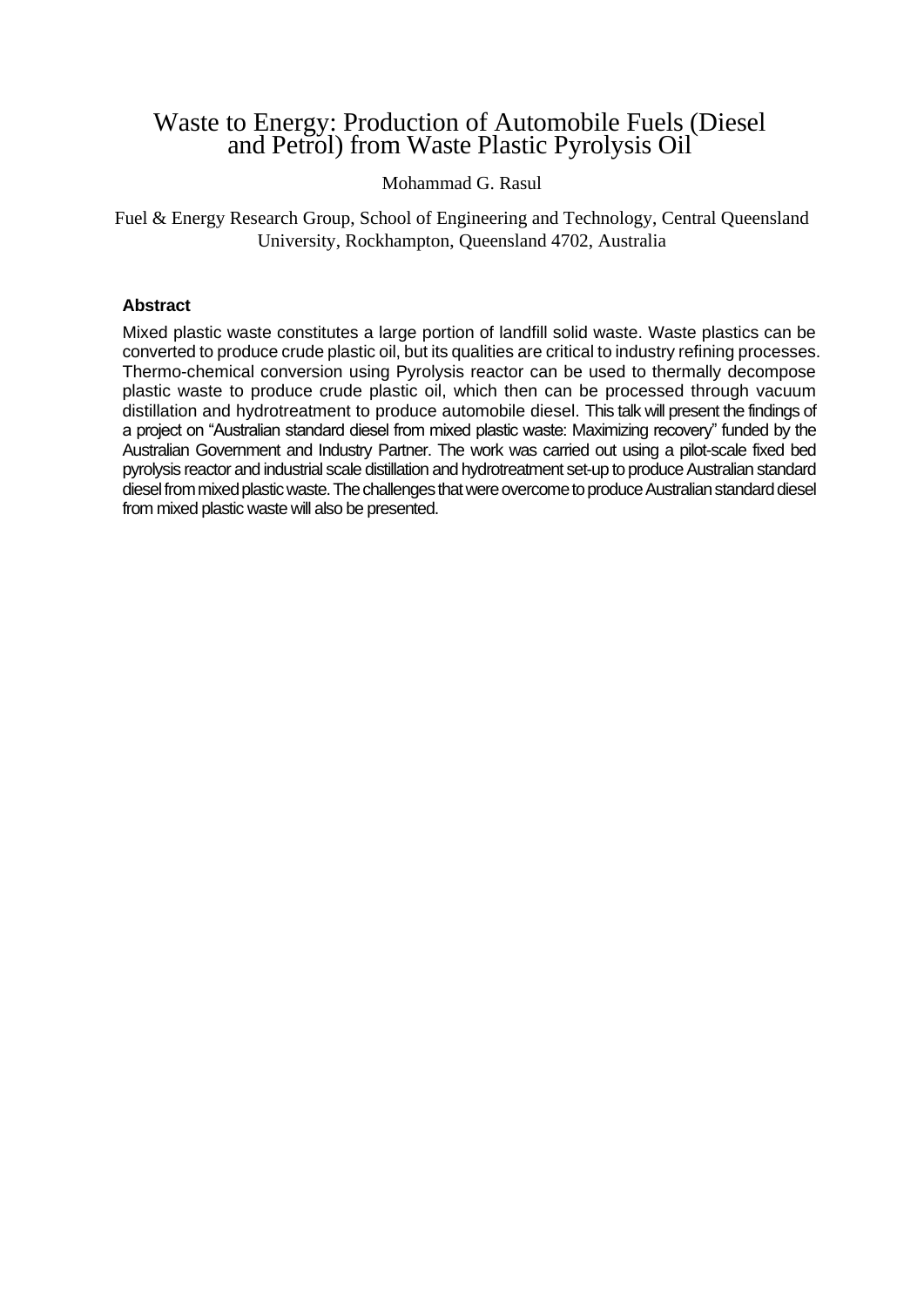# Waste to Energy: Production of Automobile Fuels (Diesel and Petrol) from Waste Plastic Pyrolysis Oil

Mohammad G. Rasul

Fuel & Energy Research Group, School of Engineering and Technology, Central Queensland University, Rockhampton, Queensland 4702, Australia

**Abstract**

Mixed plastic waste constitutes a large portion of landfill solid waste. Waste plastics can be converted to produce crude plastic oil, but its qualities are critical to industry refining processes. Thermo-chemical conversion using Pyrolysis reactor can be used to thermally decompose plastic waste to produce crude plastic oil, which then can be processed through vacuum distillation and hydrotreatment to produce automobile diesel. This talk will present the findings of a project on "Australian standard diesel from mixed plastic waste: Maximizing recovery" funded by the Australian Government and Industry Partner. The work was carried out using a pilot-scale fixed bed pyrolysis reactor and industrial scale distillation and hydrotreatment set-up to produce Australian standard diesel from mixed plastic waste. The challenges that were overcome to produce Australian standard diesel from mixed plastic waste will also be presented.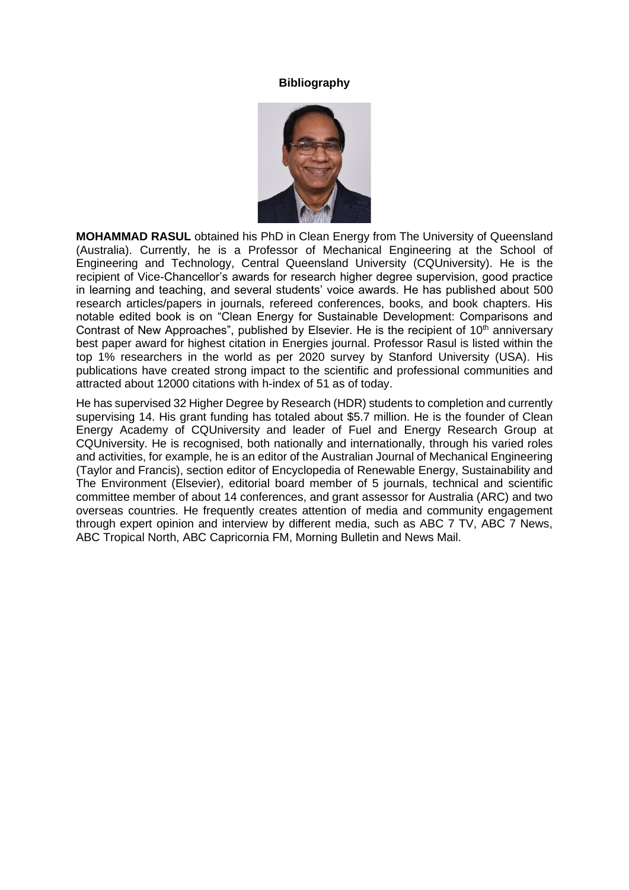## Bibliography

**MOHAMMAD RASUL** obtained his PhD in Clean Energy from The University of Queensland (Australia). Currently, he is a Professor of Mechanical Engineering at the School of Engineering and Technology, Central Queensland University (CQUniversity). He is the recipient of Vice-Chancellor's awards for research higher degree supervision, good practice in learning and teaching, and several students' voice awards. He has published about 500 research articles/papers in journals, refereed conferences, books, and book chapters. His notable edited book is on "Clean Energy for Sustainable Development: Comparisons and Contrast of New Approaches", published by Elsevier. He is the recipient of 10th anniversary best paper award for highest citation in Energies journal. Professor Rasul is listed within the top 1% researchers in the world as per 2020 survey by Stanford University (USA). His publications have created strong impact to the scientific and professional communities and attracted about 12000 citations with h-index of 51 as of today.

He has supervised 32 Higher Degree by Research (HDR) students to completion and currently supervising 14. His grant funding has totaled about $5.7 million. He is the founder of Clean Energy Academy of CQUniversity and leader of Fuel and Energy Research Group at CQUniversity. He is recognised, both nationally and internationally, through his varied roles and activities, for example, he is an editor of the Australian Journal of Mechanical Engineering (Taylor and Francis), section editor of Encyclopedia of Renewable Energy, Sustainability and The Environment (Elsevier), editorial board member of 5 journals, technical and scientific committee member of about 14 conferences, and grant assessor for Australia (ARC) and two overseas countries. He frequently creates attention of media and community engagement through expert opinion and interview by different media, such as ABC 7 TV, ABC 7 News, ABC Tropical North, ABC Capricornia FM, Morning Bulletin and News Mail.